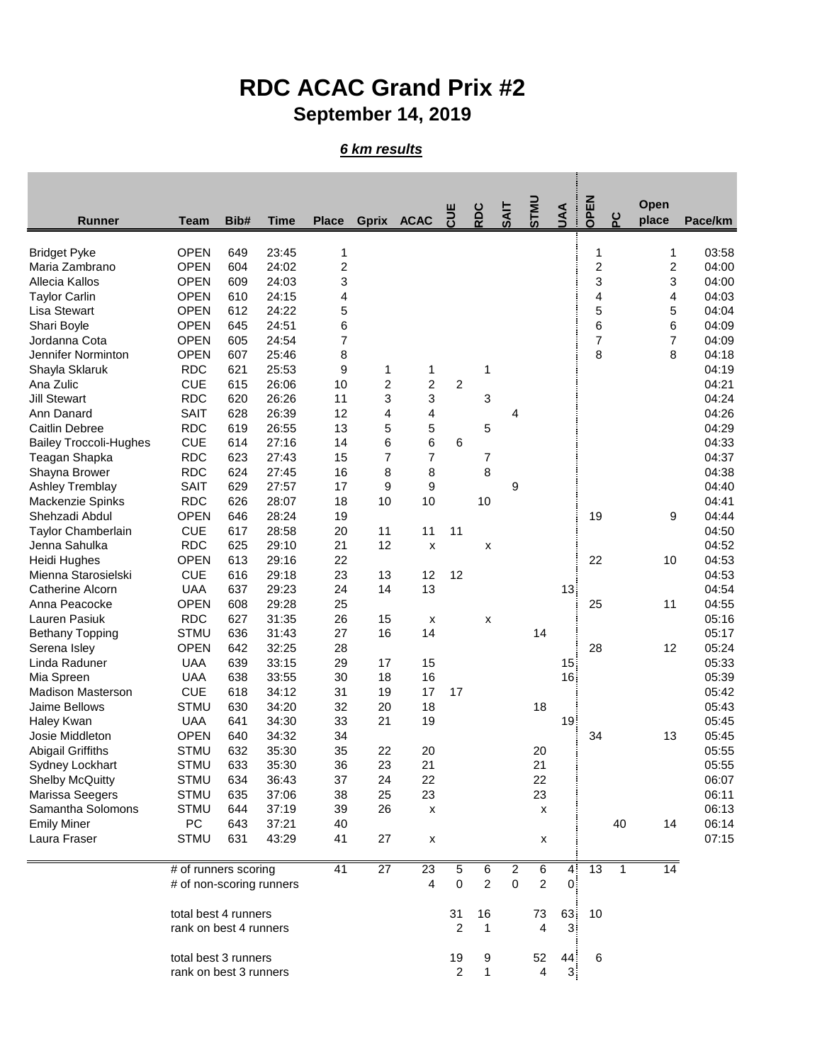# RDC ACAC Grand Prix #2

## September 14, 2019

***6 km results***

| Runner | Team | Bib# | Time | Place | Gprix | ACAC | CUE | RDC | SAIT | STMU | UAA | OPEN | PC | Open place | Pace/km |
|---|---|---|---|---|---|---|---|---|---|---|---|---|---|---|---|
| Bridget Pyke | OPEN | 649 | 23:45 | 1 | | | | | | | | 1 | | 1 | 03:58 |
| Maria Zambrano | OPEN | 604 | 24:02 | 2 | | | | | | | | 2 | | 2 | 04:00 |
| Allecia Kallos | OPEN | 609 | 24:03 | 3 | | | | | | | | 3 | | 3 | 04:00 |
| Taylor Carlin | OPEN | 610 | 24:15 | 4 | | | | | | | | 4 | | 4 | 04:03 |
| Lisa Stewart | OPEN | 612 | 24:22 | 5 | | | | | | | | 5 | | 5 | 04:04 |
| Shari Boyle | OPEN | 645 | 24:51 | 6 | | | | | | | | 6 | | 6 | 04:09 |
| Jordanna Cota | OPEN | 605 | 24:54 | 7 | | | | | | | | 7 | | 7 | 04:09 |
| Jennifer Norminton | OPEN | 607 | 25:46 | 8 | | | | | | | | 8 | | 8 | 04:18 |
| Shayla Sklaruk | RDC | 621 | 25:53 | 9 | 1 | 1 | | 1 | | | | | | | 04:19 |
| Ana Zulic | CUE | 615 | 26:06 | 10 | 2 | 2 | 2 | | | | | | | | 04:21 |
| Jill Stewart | RDC | 620 | 26:26 | 11 | 3 | 3 | | 3 | | | | | | | 04:24 |
| Ann Danard | SAIT | 628 | 26:39 | 12 | 4 | 4 | | | 4 | | | | | | 04:26 |
| Caitlin Debree | RDC | 619 | 26:55 | 13 | 5 | 5 | | 5 | | | | | | | 04:29 |
| Bailey Troccoli-Hughes | CUE | 614 | 27:16 | 14 | 6 | 6 | 6 | | | | | | | | 04:33 |
| Teagan Shapka | RDC | 623 | 27:43 | 15 | 7 | 7 | | 7 | | | | | | | 04:37 |
| Shayna Brower | RDC | 624 | 27:45 | 16 | 8 | 8 | | 8 | | | | | | | 04:38 |
| Ashley Tremblay | SAIT | 629 | 27:57 | 17 | 9 | 9 | | | 9 | | | | | | 04:40 |
| Mackenzie Spinks | RDC | 626 | 28:07 | 18 | 10 | 10 | | 10 | | | | | | | 04:41 |
| Shehzadi Abdul | OPEN | 646 | 28:24 | 19 | | | | | | | | 19 | | 9 | 04:44 |
| Taylor Chamberlain | CUE | 617 | 28:58 | 20 | 11 | 11 | 11 | | | | | | | | 04:50 |
| Jenna Sahulka | RDC | 625 | 29:10 | 21 | 12 | x | | x | | | | | | | 04:52 |
| Heidi Hughes | OPEN | 613 | 29:16 | 22 | | | | | | | | 22 | | 10 | 04:53 |
| Mienna Starosielski | CUE | 616 | 29:18 | 23 | 13 | 12 | 12 | | | | | | | | 04:53 |
| Catherine Alcorn | UAA | 637 | 29:23 | 24 | 14 | 13 | | | | | 13 | | | | 04:54 |
| Anna Peacocke | OPEN | 608 | 29:28 | 25 | | | | | | | | 25 | | 11 | 04:55 |
| Lauren Pasiuk | RDC | 627 | 31:35 | 26 | 15 | x | | x | | | | | | | 05:16 |
| Bethany Topping | STMU | 636 | 31:43 | 27 | 16 | 14 | | | | 14 | | | | | 05:17 |
| Serena Isley | OPEN | 642 | 32:25 | 28 | | | | | | | | 28 | | 12 | 05:24 |
| Linda Raduner | UAA | 639 | 33:15 | 29 | 17 | 15 | | | | | 15 | | | | 05:33 |
| Mia Spreen | UAA | 638 | 33:55 | 30 | 18 | 16 | | | | | 16 | | | | 05:39 |
| Madison Masterson | CUE | 618 | 34:12 | 31 | 19 | 17 | 17 | | | | | | | | 05:42 |
| Jaime Bellows | STMU | 630 | 34:20 | 32 | 20 | 18 | | | | 18 | | | | | 05:43 |
| Haley Kwan | UAA | 641 | 34:30 | 33 | 21 | 19 | | | | | 19 | | | | 05:45 |
| Josie Middleton | OPEN | 640 | 34:32 | 34 | | | | | | | | 34 | | 13 | 05:45 |
| Abigail Griffiths | STMU | 632 | 35:30 | 35 | 22 | 20 | | | | 20 | | | | | 05:55 |
| Sydney Lockhart | STMU | 633 | 35:30 | 36 | 23 | 21 | | | | 21 | | | | | 05:55 |
| Shelby McQuitty | STMU | 634 | 36:43 | 37 | 24 | 22 | | | | 22 | | | | | 06:07 |
| Marissa Seegers | STMU | 635 | 37:06 | 38 | 25 | 23 | | | | 23 | | | | | 06:11 |
| Samantha Solomons | STMU | 644 | 37:19 | 39 | 26 | x | | | | x | | | | | 06:13 |
| Emily Miner | PC | 643 | 37:21 | 40 | | | | | | | | | 40 | 14 | 06:14 |
| Laura Fraser | STMU | 631 | 43:29 | 41 | 27 | x | | | | x | | | | | 07:15 |
| | # of runners scoring | | | 41 | 27 | 23 | 5 | 6 | 2 | 6 | 4 | 13 | 1 | 14 | |
| | # of non-scoring runners | | | | | 4 | 0 | 2 | 0 | 2 | 0 | | | | |
| | total best 4 runners | | | | | | 31 | 16 | | 73 | 63 | 10 | | | |
| | rank on best 4 runners | | | | | | 2 | 1 | | 4 | 3 | | | | |
| | total best 3 runners | | | | | | 19 | 9 | | 52 | 44 | 6 | | | |
| | rank on best 3 runners | | | | | | 2 | 1 | | 4 | 3 | | | | |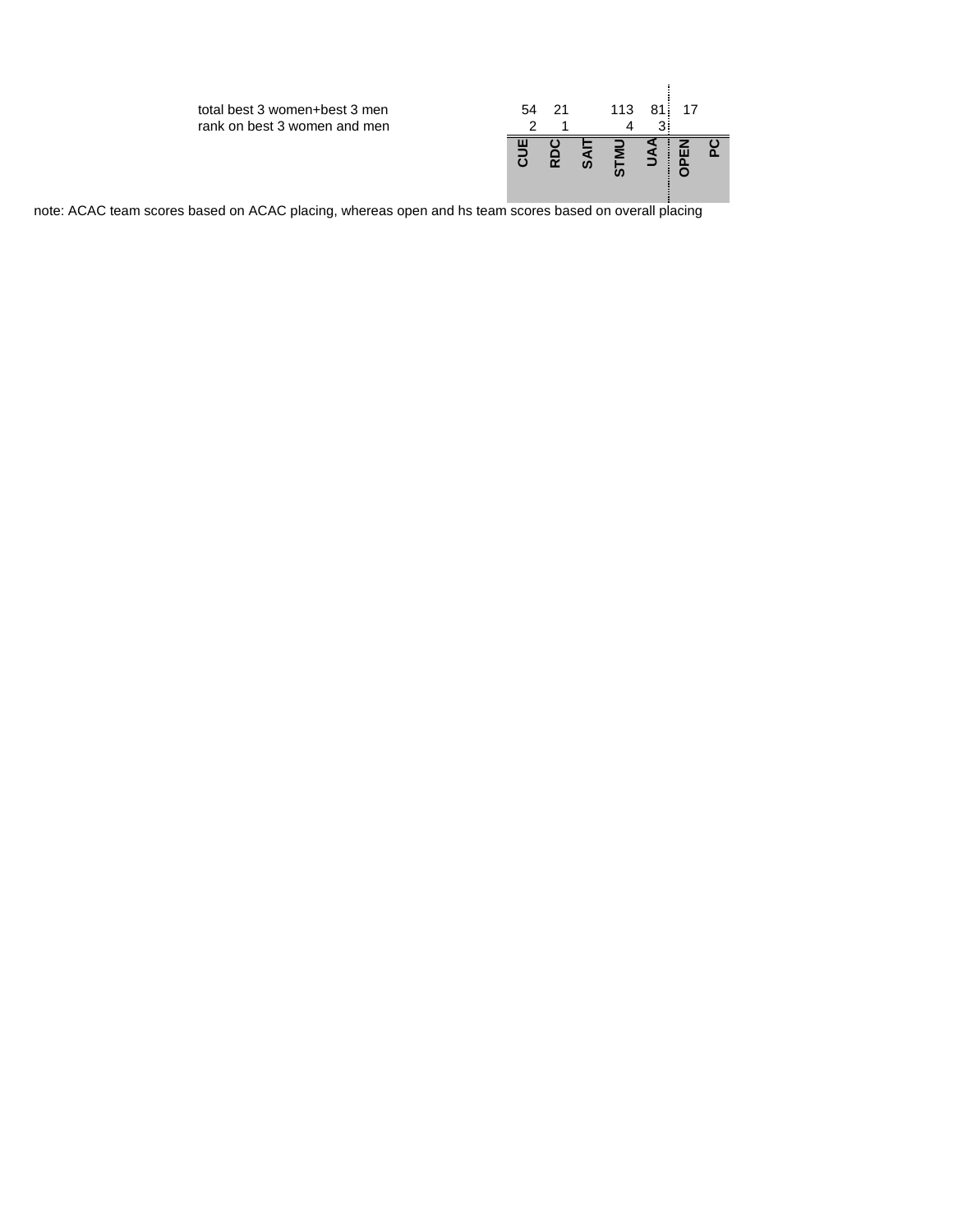| | CUE | RDC | SAIT | STMU | UAA | OPEN | PC |
|---|---|---|---|---|---|---|---|
| total best 3 women+best 3 men | 54 | 21 | | 113 | 81 | 17 | |
| rank on best 3 women and men | 2 | 1 | | 4 | 3 | | |

note: ACAC team scores based on ACAC placing, whereas open and hs team scores based on overall placing